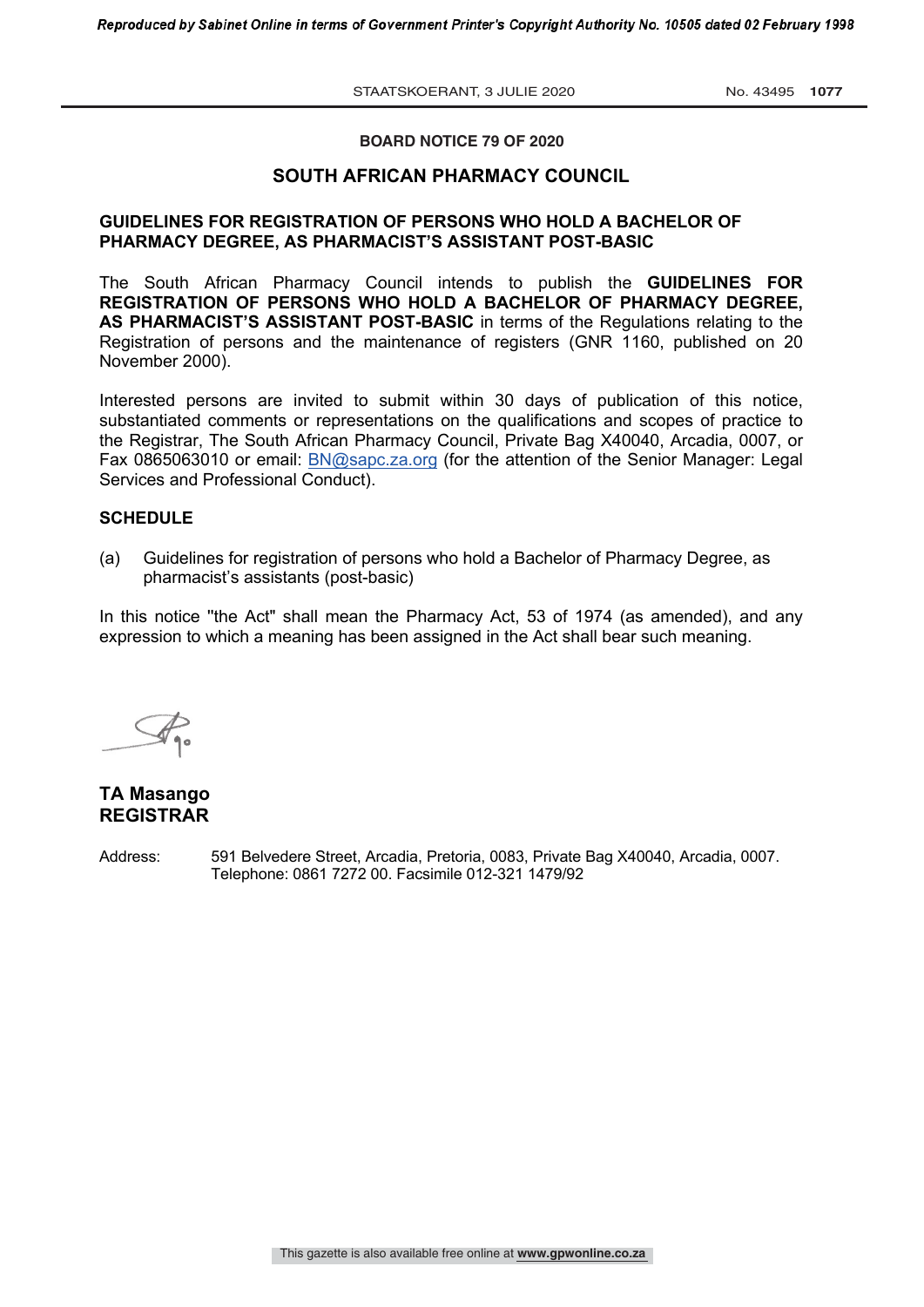**BOARD NOTICE 79 OF 2020**

## SOUTH AFRICAN PHARMACY COUNCIL

**GUIDELINES FOR REGISTRATION OF PERSONS WHO HOLD A BACHELOR OF PHARMACY DEGREE, AS PHARMACIST'S ASSISTANT POST-BASIC**

The South African Pharmacy Council intends to publish the **GUIDELINES FOR REGISTRATION OF PERSONS WHO HOLD A BACHELOR OF PHARMACY DEGREE, AS PHARMACIST'S ASSISTANT POST-BASIC** in terms of the Regulations relating to the Registration of persons and the maintenance of registers (GNR 1160, published on 20 November 2000).

Interested persons are invited to submit within 30 days of publication of this notice, substantiated comments or representations on the qualifications and scopes of practice to the Registrar, The South African Pharmacy Council, Private Bag X40040, Arcadia, 0007, or Fax 0865063010 or email: BN@sapc.za.org (for the attention of the Senior Manager: Legal Services and Professional Conduct).

**SCHEDULE**

(a) Guidelines for registration of persons who hold a Bachelor of Pharmacy Degree, as pharmacist's assistants (post-basic)

In this notice "the Act" shall mean the Pharmacy Act, 53 of 1974 (as amended), and any expression to which a meaning has been assigned in the Act shall bear such meaning.

**TA Masango**
**REGISTRAR**

Address: 591 Belvedere Street, Arcadia, Pretoria, 0083, Private Bag X40040, Arcadia, 0007. Telephone: 0861 7272 00. Facsimile 012-321 1479/92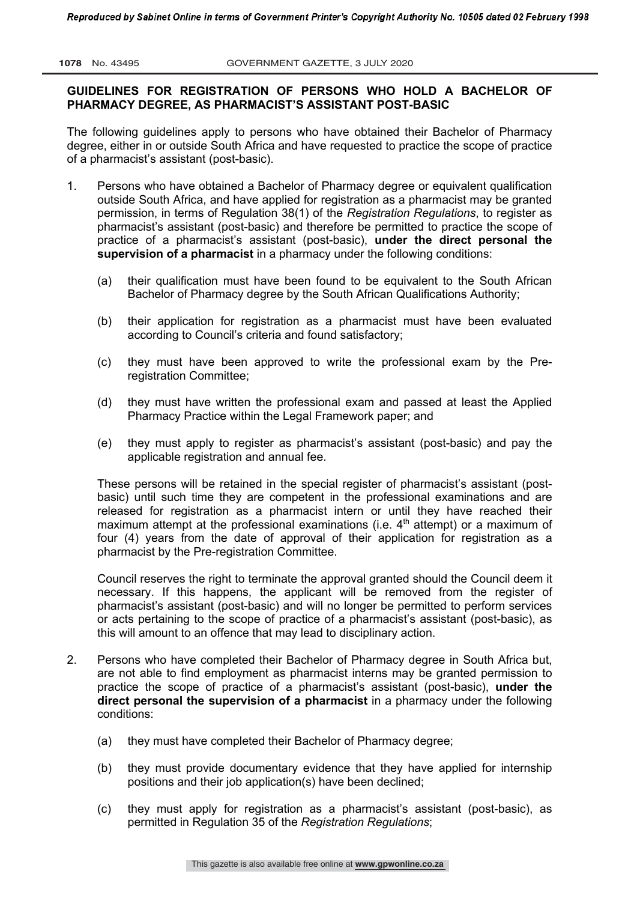## GUIDELINES FOR REGISTRATION OF PERSONS WHO HOLD A BACHELOR OF PHARMACY DEGREE, AS PHARMACIST'S ASSISTANT POST-BASIC

The following guidelines apply to persons who have obtained their Bachelor of Pharmacy degree, either in or outside South Africa and have requested to practice the scope of practice of a pharmacist's assistant (post-basic).

1. Persons who have obtained a Bachelor of Pharmacy degree or equivalent qualification outside South Africa, and have applied for registration as a pharmacist may be granted permission, in terms of Regulation 38(1) of the *Registration Regulations*, to register as pharmacist's assistant (post-basic) and therefore be permitted to practice the scope of practice of a pharmacist's assistant (post-basic), **under the direct personal the supervision of a pharmacist** in a pharmacy under the following conditions:

   (a) their qualification must have been found to be equivalent to the South African Bachelor of Pharmacy degree by the South African Qualifications Authority;

   (b) their application for registration as a pharmacist must have been evaluated according to Council's criteria and found satisfactory;

   (c) they must have been approved to write the professional exam by the Pre-registration Committee;

   (d) they must have written the professional exam and passed at least the Applied Pharmacy Practice within the Legal Framework paper; and

   (e) they must apply to register as pharmacist's assistant (post-basic) and pay the applicable registration and annual fee.

   These persons will be retained in the special register of pharmacist's assistant (post-basic) until such time they are competent in the professional examinations and are released for registration as a pharmacist intern or until they have reached their maximum attempt at the professional examinations (i.e. 4th attempt) or a maximum of four (4) years from the date of approval of their application for registration as a pharmacist by the Pre-registration Committee.

   Council reserves the right to terminate the approval granted should the Council deem it necessary. If this happens, the applicant will be removed from the register of pharmacist's assistant (post-basic) and will no longer be permitted to perform services or acts pertaining to the scope of practice of a pharmacist's assistant (post-basic), as this will amount to an offence that may lead to disciplinary action.

2. Persons who have completed their Bachelor of Pharmacy degree in South Africa but, are not able to find employment as pharmacist interns may be granted permission to practice the scope of practice of a pharmacist's assistant (post-basic), **under the direct personal the supervision of a pharmacist** in a pharmacy under the following conditions:

   (a) they must have completed their Bachelor of Pharmacy degree;

   (b) they must provide documentary evidence that they have applied for internship positions and their job application(s) have been declined;

   (c) they must apply for registration as a pharmacist's assistant (post-basic), as permitted in Regulation 35 of the *Registration Regulations*;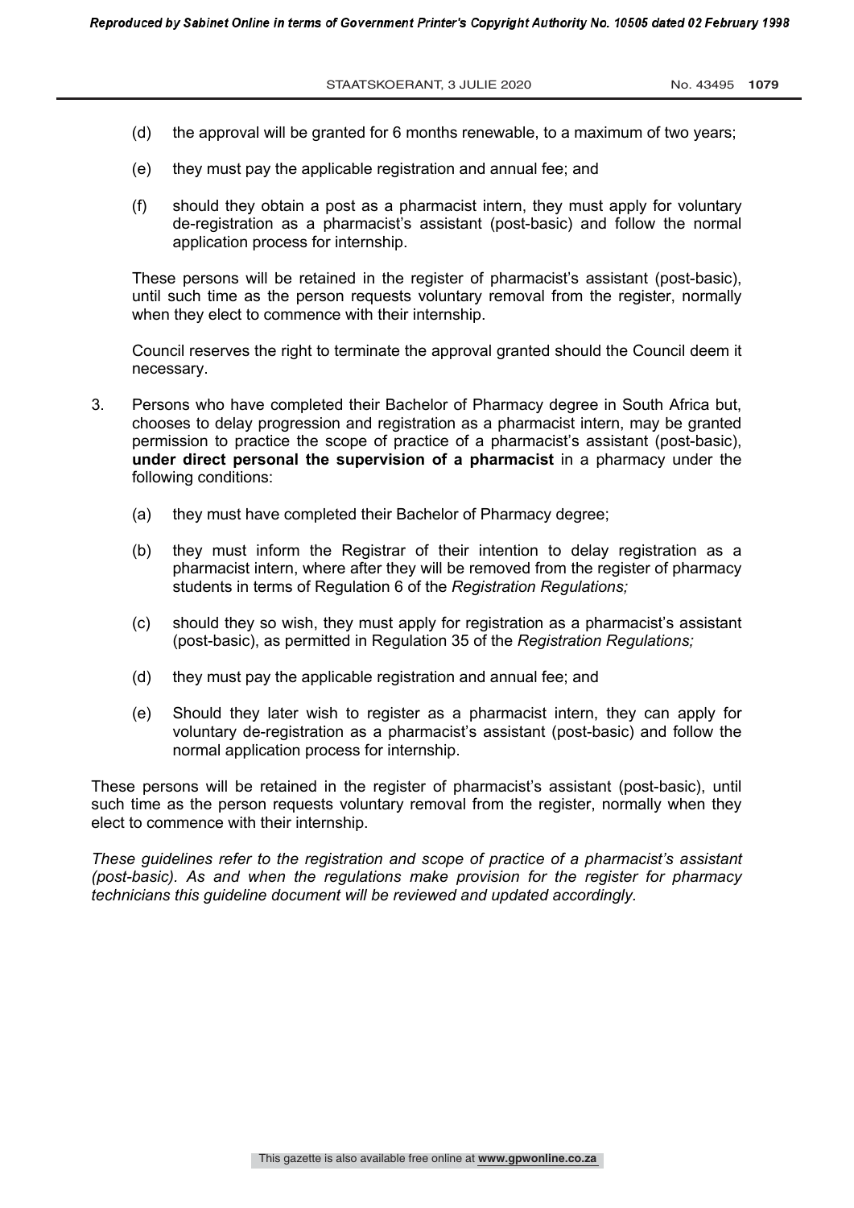(d) the approval will be granted for 6 months renewable, to a maximum of two years;

(e) they must pay the applicable registration and annual fee; and

(f) should they obtain a post as a pharmacist intern, they must apply for voluntary de-registration as a pharmacist's assistant (post-basic) and follow the normal application process for internship.

These persons will be retained in the register of pharmacist's assistant (post-basic), until such time as the person requests voluntary removal from the register, normally when they elect to commence with their internship.

Council reserves the right to terminate the approval granted should the Council deem it necessary.

3. Persons who have completed their Bachelor of Pharmacy degree in South Africa but, chooses to delay progression and registration as a pharmacist intern, may be granted permission to practice the scope of practice of a pharmacist's assistant (post-basic), **under direct personal the supervision of a pharmacist** in a pharmacy under the following conditions:

   (a) they must have completed their Bachelor of Pharmacy degree;

   (b) they must inform the Registrar of their intention to delay registration as a pharmacist intern, where after they will be removed from the register of pharmacy students in terms of Regulation 6 of the *Registration Regulations;*

   (c) should they so wish, they must apply for registration as a pharmacist's assistant (post-basic), as permitted in Regulation 35 of the *Registration Regulations;*

   (d) they must pay the applicable registration and annual fee; and

   (e) Should they later wish to register as a pharmacist intern, they can apply for voluntary de-registration as a pharmacist's assistant (post-basic) and follow the normal application process for internship.

These persons will be retained in the register of pharmacist's assistant (post-basic), until such time as the person requests voluntary removal from the register, normally when they elect to commence with their internship.

*These guidelines refer to the registration and scope of practice of a pharmacist's assistant (post-basic). As and when the regulations make provision for the register for pharmacy technicians this guideline document will be reviewed and updated accordingly.*